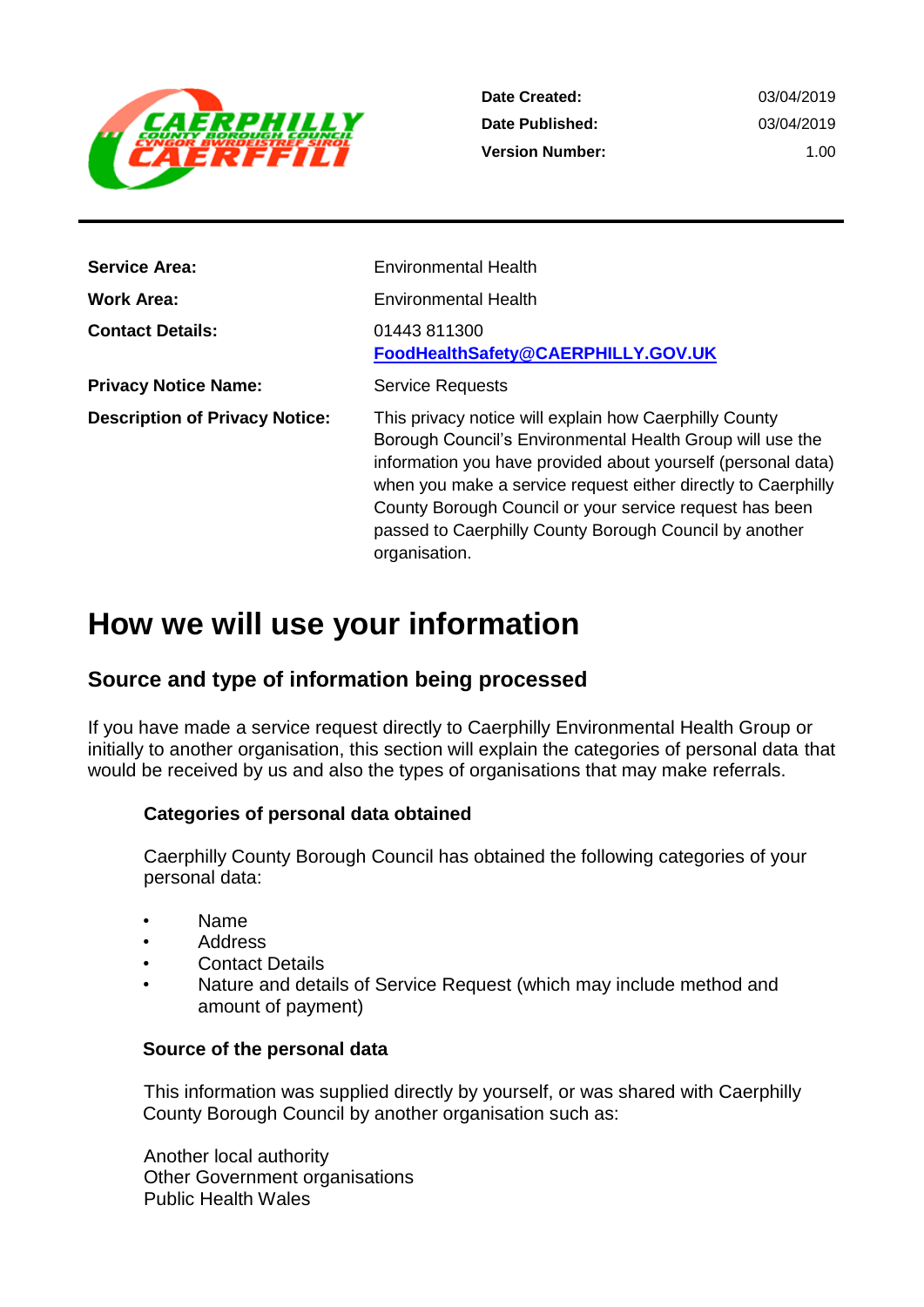| | |
|---|---|
| **Date Created:** | 03/04/2019 |
| **Date Published:** | 03/04/2019 |
| **Version Number:** | 1.00 |

| | |
|---|---|
| **Service Area:** | Environmental Health |
| **Work Area:** | Environmental Health |
| **Contact Details:** | 01443 811300 <br> **FoodHealthSafety@CAERPHILLY.GOV.UK** |
| **Privacy Notice Name:** | Service Requests |
| **Description of Privacy Notice:** | This privacy notice will explain how Caerphilly County Borough Council's Environmental Health Group will use the information you have provided about yourself (personal data) when you make a service request either directly to Caerphilly County Borough Council or your service request has been passed to Caerphilly County Borough Council by another organisation. |

# How we will use your information

## Source and type of information being processed

If you have made a service request directly to Caerphilly Environmental Health Group or initially to another organisation, this section will explain the categories of personal data that would be received by us and also the types of organisations that may make referrals.

### Categories of personal data obtained

Caerphilly County Borough Council has obtained the following categories of your personal data:

- Name
- Address
- Contact Details
- Nature and details of Service Request (which may include method and amount of payment)

### Source of the personal data

This information was supplied directly by yourself, or was shared with Caerphilly County Borough Council by another organisation such as:

Another local authority
Other Government organisations
Public Health Wales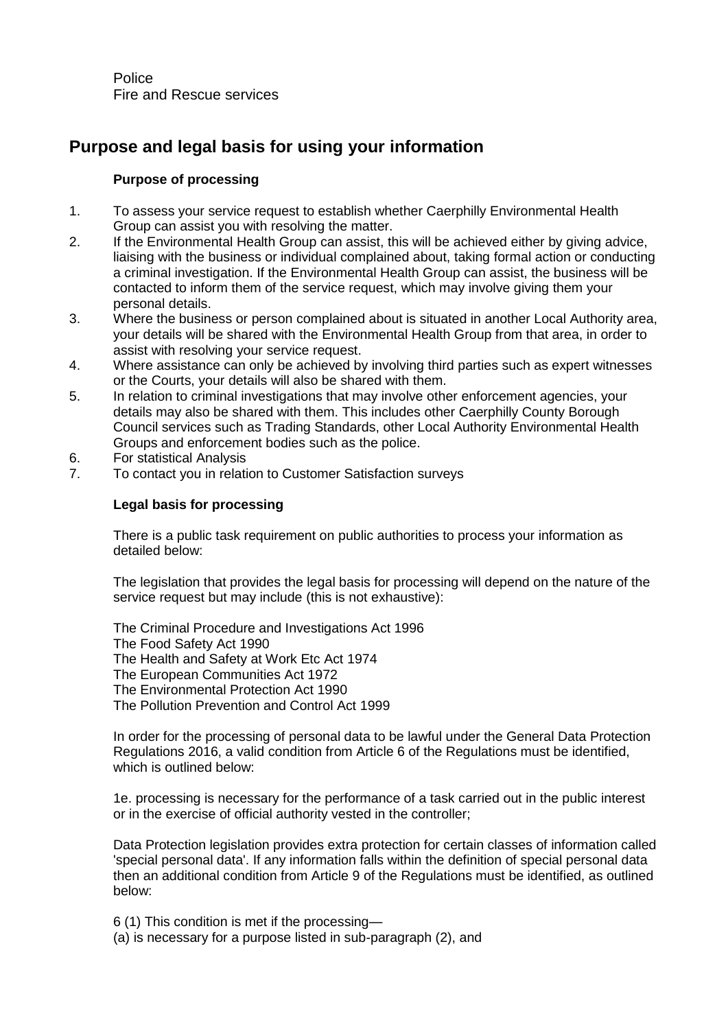Police
Fire and Rescue services

## Purpose and legal basis for using your information

### Purpose of processing

1. To assess your service request to establish whether Caerphilly Environmental Health Group can assist you with resolving the matter.
2. If the Environmental Health Group can assist, this will be achieved either by giving advice, liaising with the business or individual complained about, taking formal action or conducting a criminal investigation. If the Environmental Health Group can assist, the business will be contacted to inform them of the service request, which may involve giving them your personal details.
3. Where the business or person complained about is situated in another Local Authority area, your details will be shared with the Environmental Health Group from that area, in order to assist with resolving your service request.
4. Where assistance can only be achieved by involving third parties such as expert witnesses or the Courts, your details will also be shared with them.
5. In relation to criminal investigations that may involve other enforcement agencies, your details may also be shared with them. This includes other Caerphilly County Borough Council services such as Trading Standards, other Local Authority Environmental Health Groups and enforcement bodies such as the police.
6. For statistical Analysis
7. To contact you in relation to Customer Satisfaction surveys

### Legal basis for processing

There is a public task requirement on public authorities to process your information as detailed below:

The legislation that provides the legal basis for processing will depend on the nature of the service request but may include (this is not exhaustive):

The Criminal Procedure and Investigations Act 1996
The Food Safety Act 1990
The Health and Safety at Work Etc Act 1974
The European Communities Act 1972
The Environmental Protection Act 1990
The Pollution Prevention and Control Act 1999

In order for the processing of personal data to be lawful under the General Data Protection Regulations 2016, a valid condition from Article 6 of the Regulations must be identified, which is outlined below:

1e. processing is necessary for the performance of a task carried out in the public interest or in the exercise of official authority vested in the controller;

Data Protection legislation provides extra protection for certain classes of information called 'special personal data'. If any information falls within the definition of special personal data then an additional condition from Article 9 of the Regulations must be identified, as outlined below:

6 (1) This condition is met if the processing—
(a) is necessary for a purpose listed in sub-paragraph (2), and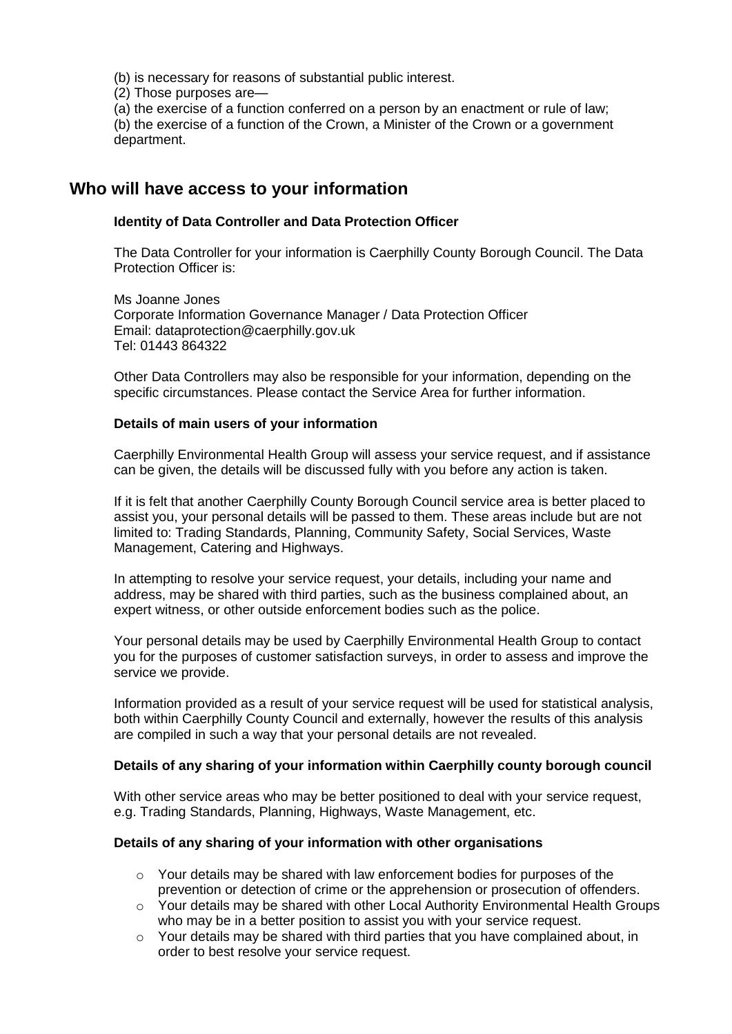(b) is necessary for reasons of substantial public interest.
(2) Those purposes are—
(a) the exercise of a function conferred on a person by an enactment or rule of law;
(b) the exercise of a function of the Crown, a Minister of the Crown or a government department.

## Who will have access to your information

**Identity of Data Controller and Data Protection Officer**

The Data Controller for your information is Caerphilly County Borough Council. The Data Protection Officer is:

Ms Joanne Jones
Corporate Information Governance Manager / Data Protection Officer
Email: dataprotection@caerphilly.gov.uk
Tel: 01443 864322

Other Data Controllers may also be responsible for your information, depending on the specific circumstances. Please contact the Service Area for further information.

**Details of main users of your information**

Caerphilly Environmental Health Group will assess your service request, and if assistance can be given, the details will be discussed fully with you before any action is taken.

If it is felt that another Caerphilly County Borough Council service area is better placed to assist you, your personal details will be passed to them. These areas include but are not limited to: Trading Standards, Planning, Community Safety, Social Services, Waste Management, Catering and Highways.

In attempting to resolve your service request, your details, including your name and address, may be shared with third parties, such as the business complained about, an expert witness, or other outside enforcement bodies such as the police.

Your personal details may be used by Caerphilly Environmental Health Group to contact you for the purposes of customer satisfaction surveys, in order to assess and improve the service we provide.

Information provided as a result of your service request will be used for statistical analysis, both within Caerphilly County Council and externally, however the results of this analysis are compiled in such a way that your personal details are not revealed.

**Details of any sharing of your information within Caerphilly county borough council**

With other service areas who may be better positioned to deal with your service request, e.g. Trading Standards, Planning, Highways, Waste Management, etc.

**Details of any sharing of your information with other organisations**

- Your details may be shared with law enforcement bodies for purposes of the prevention or detection of crime or the apprehension or prosecution of offenders.
- Your details may be shared with other Local Authority Environmental Health Groups who may be in a better position to assist you with your service request.
- Your details may be shared with third parties that you have complained about, in order to best resolve your service request.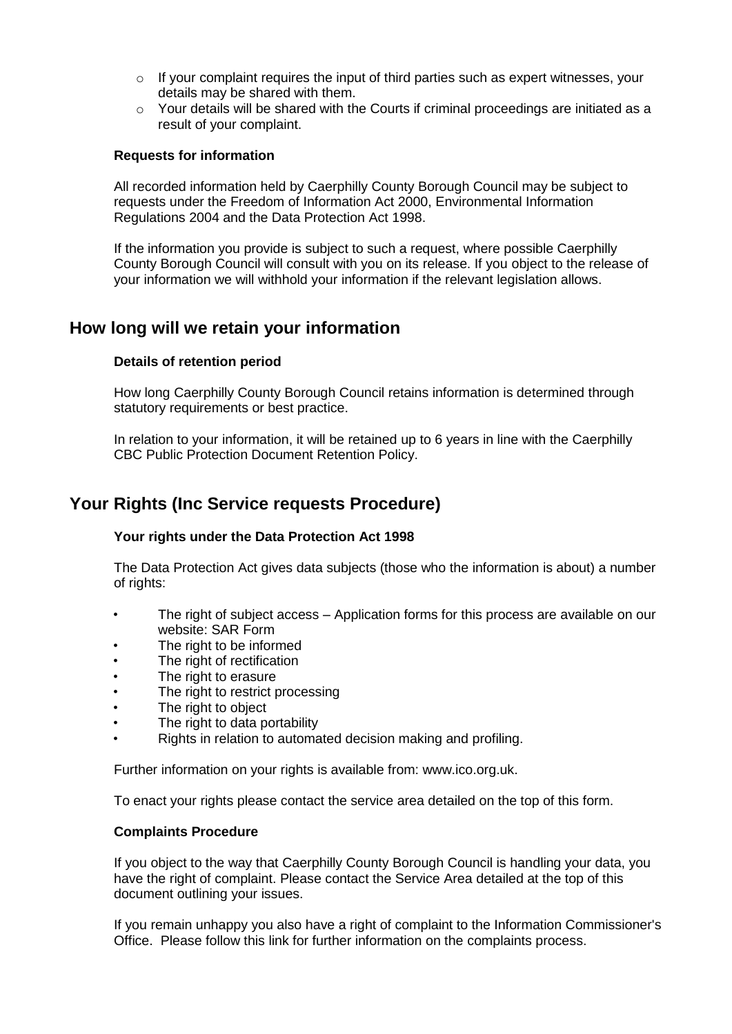- If your complaint requires the input of third parties such as expert witnesses, your details may be shared with them.
- Your details will be shared with the Courts if criminal proceedings are initiated as a result of your complaint.

**Requests for information**

All recorded information held by Caerphilly County Borough Council may be subject to requests under the Freedom of Information Act 2000, Environmental Information Regulations 2004 and the Data Protection Act 1998.

If the information you provide is subject to such a request, where possible Caerphilly County Borough Council will consult with you on its release. If you object to the release of your information we will withhold your information if the relevant legislation allows.

## How long will we retain your information

**Details of retention period**

How long Caerphilly County Borough Council retains information is determined through statutory requirements or best practice.

In relation to your information, it will be retained up to 6 years in line with the Caerphilly CBC Public Protection Document Retention Policy.

## Your Rights (Inc Service requests Procedure)

**Your rights under the Data Protection Act 1998**

The Data Protection Act gives data subjects (those who the information is about) a number of rights:

- The right of subject access – Application forms for this process are available on our website: SAR Form
- The right to be informed
- The right of rectification
- The right to erasure
- The right to restrict processing
- The right to object
- The right to data portability
- Rights in relation to automated decision making and profiling.

Further information on your rights is available from: www.ico.org.uk.

To enact your rights please contact the service area detailed on the top of this form.

**Complaints Procedure**

If you object to the way that Caerphilly County Borough Council is handling your data, you have the right of complaint. Please contact the Service Area detailed at the top of this document outlining your issues.

If you remain unhappy you also have a right of complaint to the Information Commissioner's Office. Please follow this link for further information on the complaints process.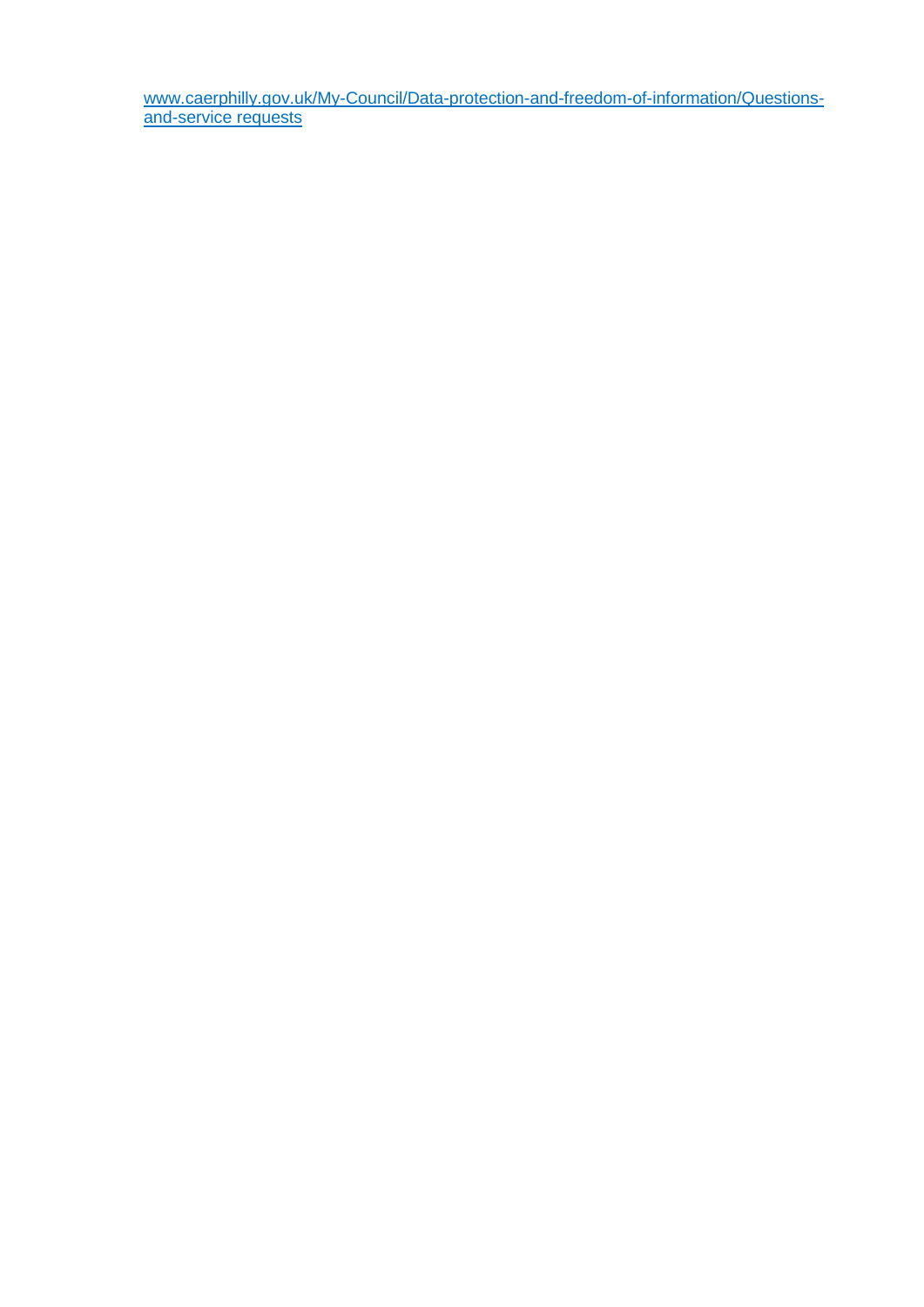[www.caerphilly.gov.uk/My-Council/Data-protection-and-freedom-of-information/Questions-and-service requests](www.caerphilly.gov.uk/My-Council/Data-protection-and-freedom-of-information/Questions-and-service requests)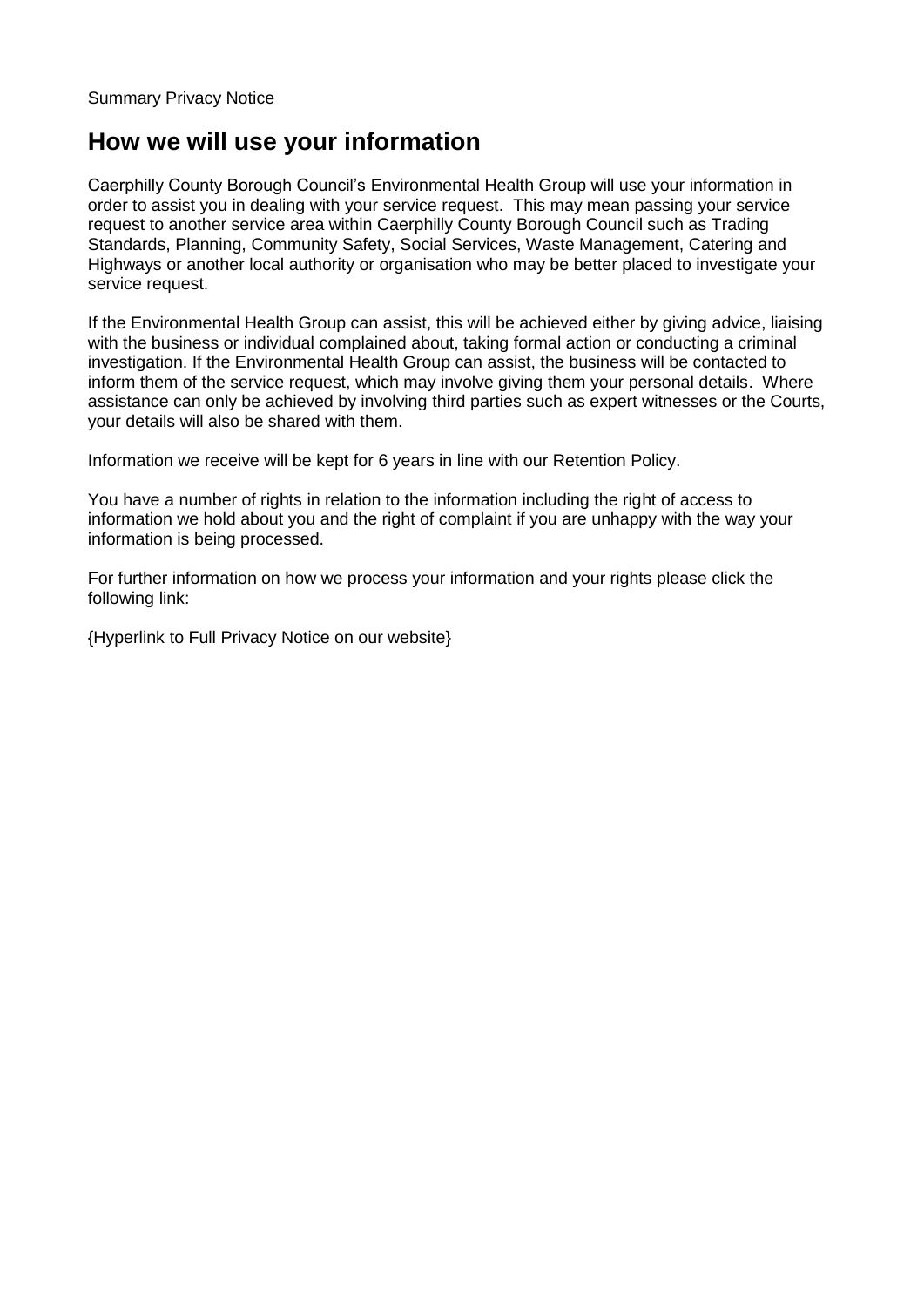Summary Privacy Notice

## How we will use your information

Caerphilly County Borough Council's Environmental Health Group will use your information in order to assist you in dealing with your service request. This may mean passing your service request to another service area within Caerphilly County Borough Council such as Trading Standards, Planning, Community Safety, Social Services, Waste Management, Catering and Highways or another local authority or organisation who may be better placed to investigate your service request.

If the Environmental Health Group can assist, this will be achieved either by giving advice, liaising with the business or individual complained about, taking formal action or conducting a criminal investigation. If the Environmental Health Group can assist, the business will be contacted to inform them of the service request, which may involve giving them your personal details. Where assistance can only be achieved by involving third parties such as expert witnesses or the Courts, your details will also be shared with them.

Information we receive will be kept for 6 years in line with our Retention Policy.

You have a number of rights in relation to the information including the right of access to information we hold about you and the right of complaint if you are unhappy with the way your information is being processed.

For further information on how we process your information and your rights please click the following link:

{Hyperlink to Full Privacy Notice on our website}